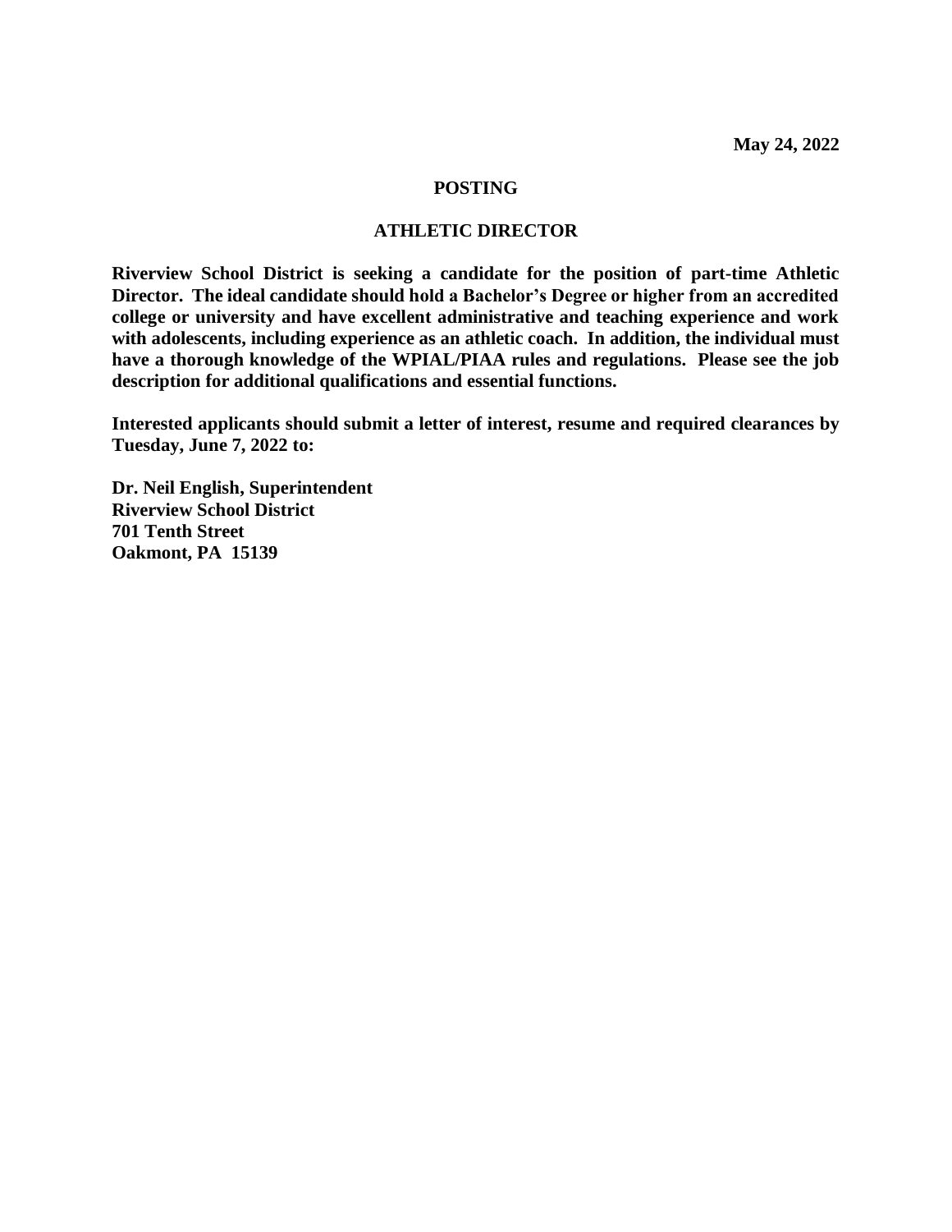**May 24, 2022**

# POSTING

## ATHLETIC DIRECTOR

**Riverview School District is seeking a candidate for the position of part-time Athletic Director. The ideal candidate should hold a Bachelor's Degree or higher from an accredited college or university and have excellent administrative and teaching experience and work with adolescents, including experience as an athletic coach. In addition, the individual must have a thorough knowledge of the WPIAL/PIAA rules and regulations. Please see the job description for additional qualifications and essential functions.**

**Interested applicants should submit a letter of interest, resume and required clearances by Tuesday, June 7, 2022 to:**

**Dr. Neil English, Superintendent**
**Riverview School District**
**701 Tenth Street**
**Oakmont, PA 15139**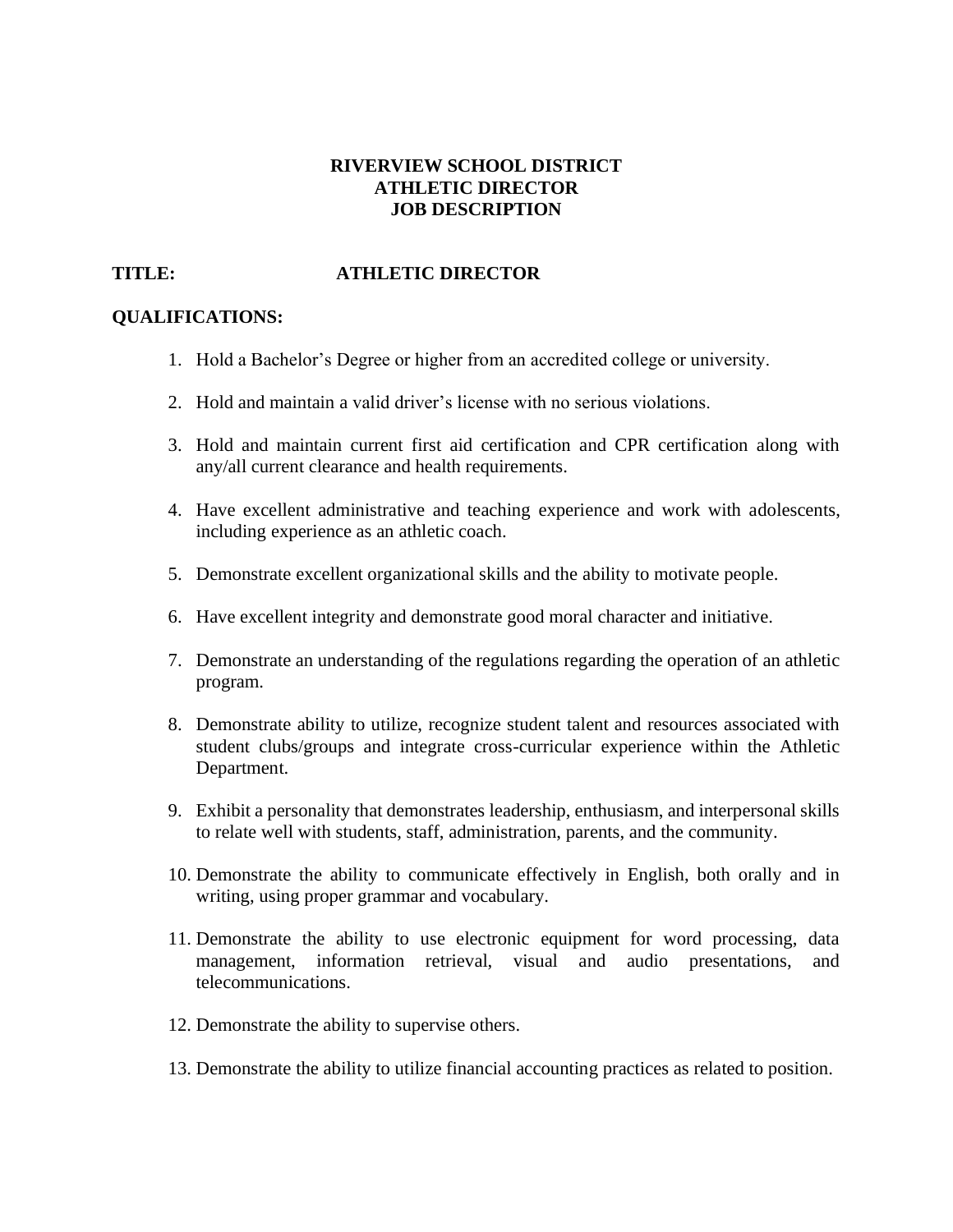# RIVERVIEW SCHOOL DISTRICT
# ATHLETIC DIRECTOR
# JOB DESCRIPTION

**TITLE:** **ATHLETIC DIRECTOR**

**QUALIFICATIONS:**

1. Hold a Bachelor's Degree or higher from an accredited college or university.
2. Hold and maintain a valid driver's license with no serious violations.
3. Hold and maintain current first aid certification and CPR certification along with any/all current clearance and health requirements.
4. Have excellent administrative and teaching experience and work with adolescents, including experience as an athletic coach.
5. Demonstrate excellent organizational skills and the ability to motivate people.
6. Have excellent integrity and demonstrate good moral character and initiative.
7. Demonstrate an understanding of the regulations regarding the operation of an athletic program.
8. Demonstrate ability to utilize, recognize student talent and resources associated with student clubs/groups and integrate cross-curricular experience within the Athletic Department.
9. Exhibit a personality that demonstrates leadership, enthusiasm, and interpersonal skills to relate well with students, staff, administration, parents, and the community.
10. Demonstrate the ability to communicate effectively in English, both orally and in writing, using proper grammar and vocabulary.
11. Demonstrate the ability to use electronic equipment for word processing, data management, information retrieval, visual and audio presentations, and telecommunications.
12. Demonstrate the ability to supervise others.
13. Demonstrate the ability to utilize financial accounting practices as related to position.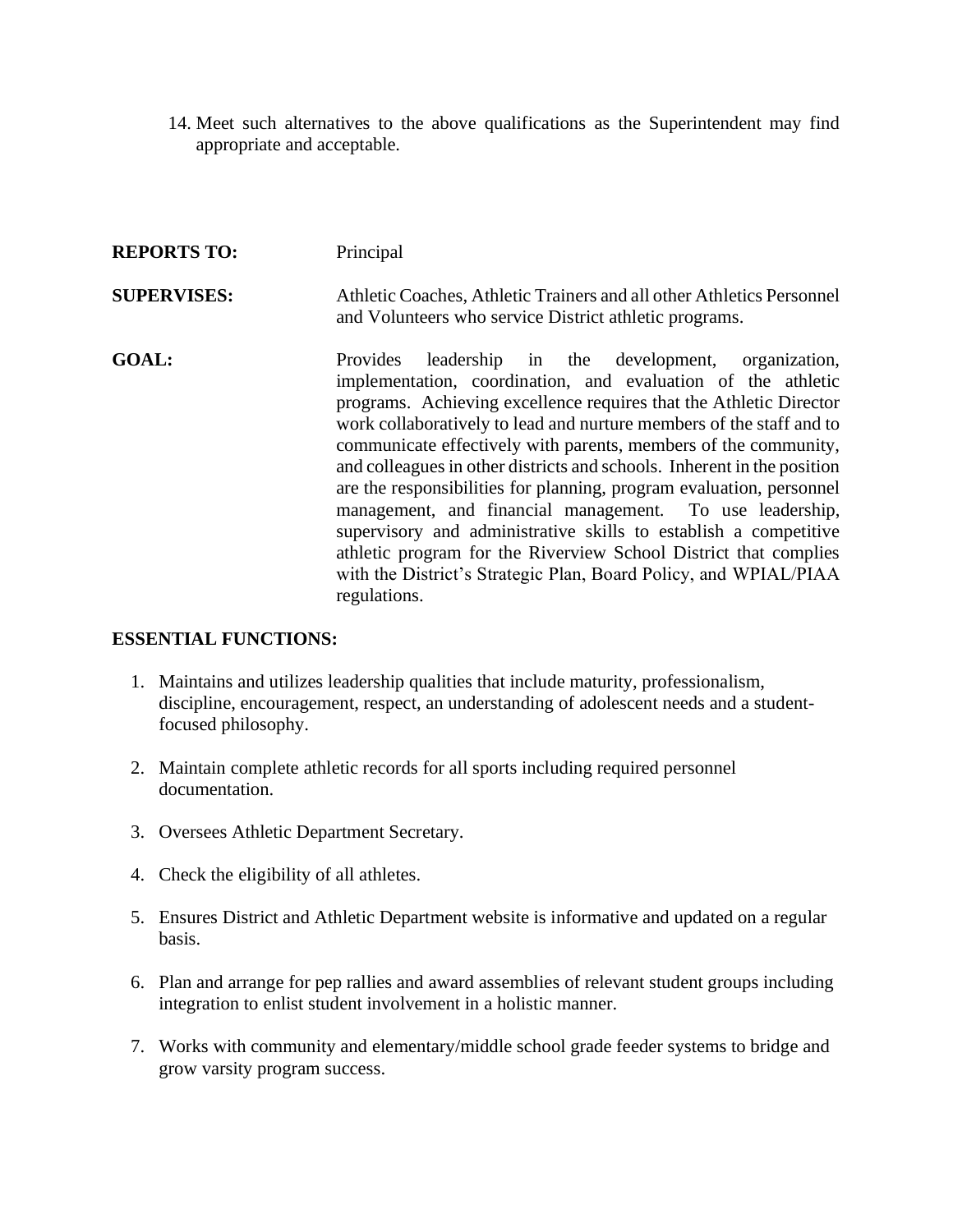14. Meet such alternatives to the above qualifications as the Superintendent may find appropriate and acceptable.

**REPORTS TO:** Principal

**SUPERVISES:** Athletic Coaches, Athletic Trainers and all other Athletics Personnel and Volunteers who service District athletic programs.

**GOAL:** Provides leadership in the development, organization, implementation, coordination, and evaluation of the athletic programs. Achieving excellence requires that the Athletic Director work collaboratively to lead and nurture members of the staff and to communicate effectively with parents, members of the community, and colleagues in other districts and schools. Inherent in the position are the responsibilities for planning, program evaluation, personnel management, and financial management. To use leadership, supervisory and administrative skills to establish a competitive athletic program for the Riverview School District that complies with the District's Strategic Plan, Board Policy, and WPIAL/PIAA regulations.

**ESSENTIAL FUNCTIONS:**

1. Maintains and utilizes leadership qualities that include maturity, professionalism, discipline, encouragement, respect, an understanding of adolescent needs and a student-focused philosophy.
2. Maintain complete athletic records for all sports including required personnel documentation.
3. Oversees Athletic Department Secretary.
4. Check the eligibility of all athletes.
5. Ensures District and Athletic Department website is informative and updated on a regular basis.
6. Plan and arrange for pep rallies and award assemblies of relevant student groups including integration to enlist student involvement in a holistic manner.
7. Works with community and elementary/middle school grade feeder systems to bridge and grow varsity program success.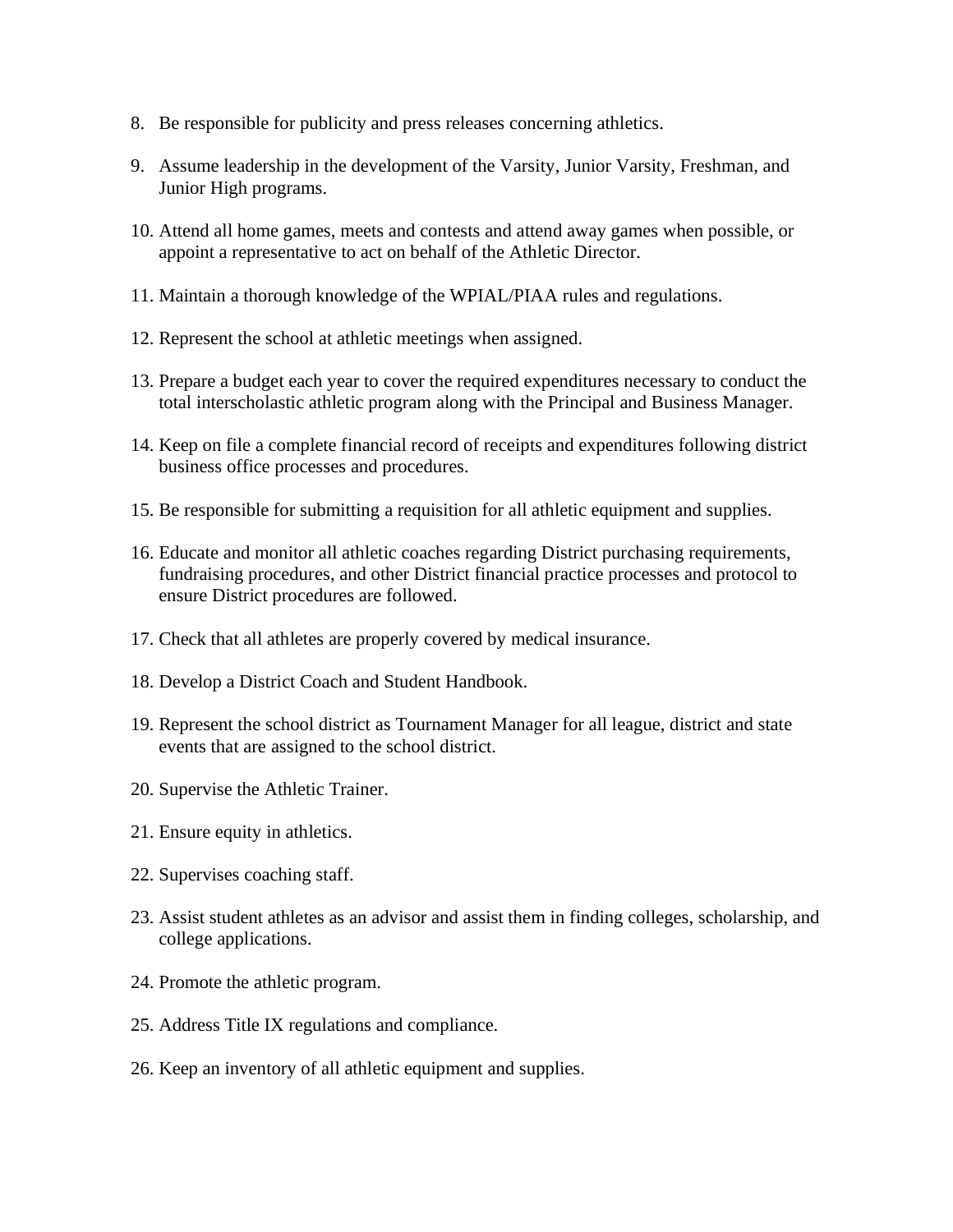8. Be responsible for publicity and press releases concerning athletics.

9. Assume leadership in the development of the Varsity, Junior Varsity, Freshman, and Junior High programs.

10. Attend all home games, meets and contests and attend away games when possible, or appoint a representative to act on behalf of the Athletic Director.

11. Maintain a thorough knowledge of the WPIAL/PIAA rules and regulations.

12. Represent the school at athletic meetings when assigned.

13. Prepare a budget each year to cover the required expenditures necessary to conduct the total interscholastic athletic program along with the Principal and Business Manager.

14. Keep on file a complete financial record of receipts and expenditures following district business office processes and procedures.

15. Be responsible for submitting a requisition for all athletic equipment and supplies.

16. Educate and monitor all athletic coaches regarding District purchasing requirements, fundraising procedures, and other District financial practice processes and protocol to ensure District procedures are followed.

17. Check that all athletes are properly covered by medical insurance.

18. Develop a District Coach and Student Handbook.

19. Represent the school district as Tournament Manager for all league, district and state events that are assigned to the school district.

20. Supervise the Athletic Trainer.

21. Ensure equity in athletics.

22. Supervises coaching staff.

23. Assist student athletes as an advisor and assist them in finding colleges, scholarship, and college applications.

24. Promote the athletic program.

25. Address Title IX regulations and compliance.

26. Keep an inventory of all athletic equipment and supplies.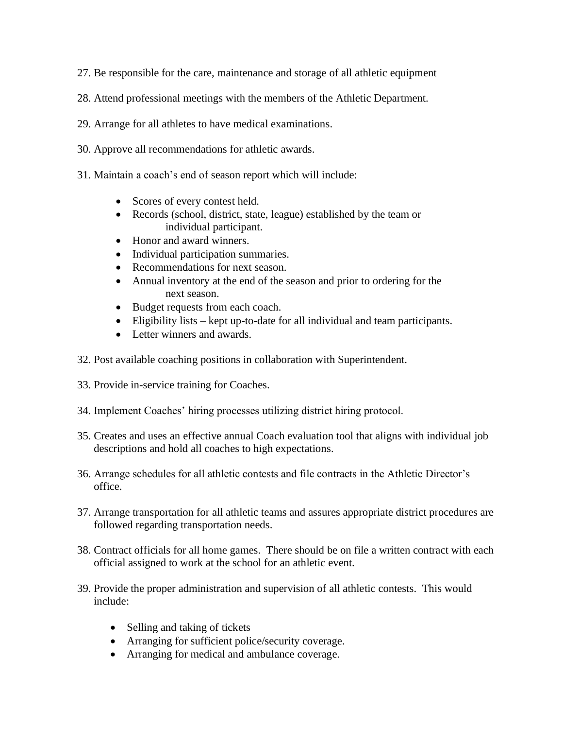27. Be responsible for the care, maintenance and storage of all athletic equipment

28. Attend professional meetings with the members of the Athletic Department.

29. Arrange for all athletes to have medical examinations.

30. Approve all recommendations for athletic awards.

31. Maintain a coach's end of season report which will include:

    - Scores of every contest held.
    - Records (school, district, state, league) established by the team or individual participant.
    - Honor and award winners.
    - Individual participation summaries.
    - Recommendations for next season.
    - Annual inventory at the end of the season and prior to ordering for the next season.
    - Budget requests from each coach.
    - Eligibility lists – kept up-to-date for all individual and team participants.
    - Letter winners and awards.

32. Post available coaching positions in collaboration with Superintendent.

33. Provide in-service training for Coaches.

34. Implement Coaches' hiring processes utilizing district hiring protocol.

35. Creates and uses an effective annual Coach evaluation tool that aligns with individual job descriptions and hold all coaches to high expectations.

36. Arrange schedules for all athletic contests and file contracts in the Athletic Director's office.

37. Arrange transportation for all athletic teams and assures appropriate district procedures are followed regarding transportation needs.

38. Contract officials for all home games. There should be on file a written contract with each official assigned to work at the school for an athletic event.

39. Provide the proper administration and supervision of all athletic contests. This would include:

    - Selling and taking of tickets
    - Arranging for sufficient police/security coverage.
    - Arranging for medical and ambulance coverage.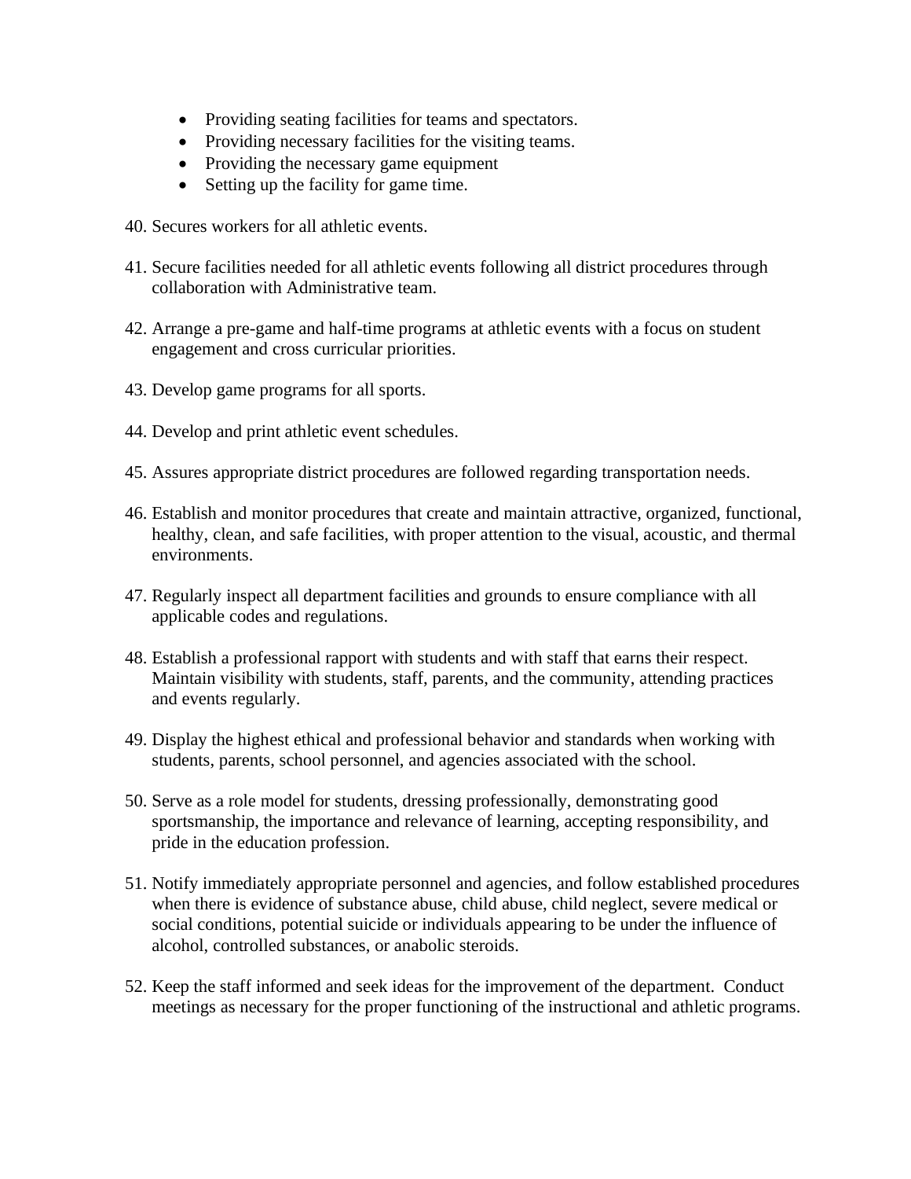- Providing seating facilities for teams and spectators.
- Providing necessary facilities for the visiting teams.
- Providing the necessary game equipment
- Setting up the facility for game time.

40. Secures workers for all athletic events.

41. Secure facilities needed for all athletic events following all district procedures through collaboration with Administrative team.

42. Arrange a pre-game and half-time programs at athletic events with a focus on student engagement and cross curricular priorities.

43. Develop game programs for all sports.

44. Develop and print athletic event schedules.

45. Assures appropriate district procedures are followed regarding transportation needs.

46. Establish and monitor procedures that create and maintain attractive, organized, functional, healthy, clean, and safe facilities, with proper attention to the visual, acoustic, and thermal environments.

47. Regularly inspect all department facilities and grounds to ensure compliance with all applicable codes and regulations.

48. Establish a professional rapport with students and with staff that earns their respect. Maintain visibility with students, staff, parents, and the community, attending practices and events regularly.

49. Display the highest ethical and professional behavior and standards when working with students, parents, school personnel, and agencies associated with the school.

50. Serve as a role model for students, dressing professionally, demonstrating good sportsmanship, the importance and relevance of learning, accepting responsibility, and pride in the education profession.

51. Notify immediately appropriate personnel and agencies, and follow established procedures when there is evidence of substance abuse, child abuse, child neglect, severe medical or social conditions, potential suicide or individuals appearing to be under the influence of alcohol, controlled substances, or anabolic steroids.

52. Keep the staff informed and seek ideas for the improvement of the department. Conduct meetings as necessary for the proper functioning of the instructional and athletic programs.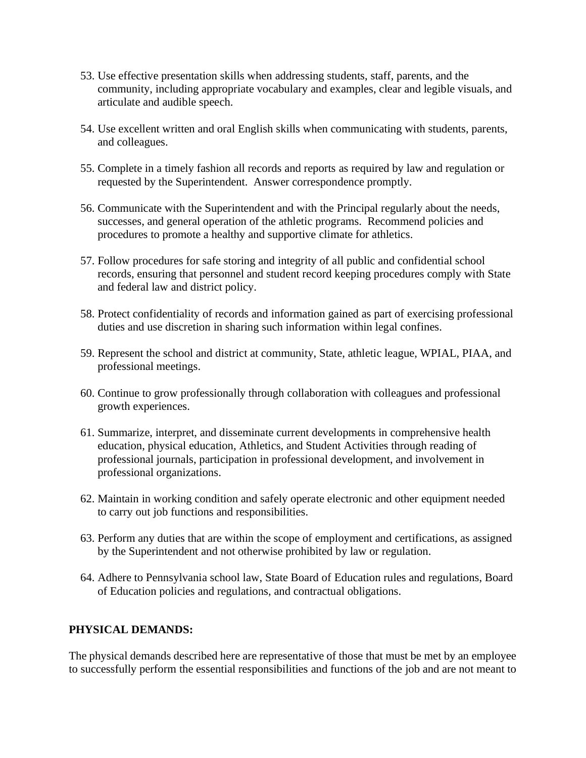53. Use effective presentation skills when addressing students, staff, parents, and the community, including appropriate vocabulary and examples, clear and legible visuals, and articulate and audible speech.

54. Use excellent written and oral English skills when communicating with students, parents, and colleagues.

55. Complete in a timely fashion all records and reports as required by law and regulation or requested by the Superintendent. Answer correspondence promptly.

56. Communicate with the Superintendent and with the Principal regularly about the needs, successes, and general operation of the athletic programs. Recommend policies and procedures to promote a healthy and supportive climate for athletics.

57. Follow procedures for safe storing and integrity of all public and confidential school records, ensuring that personnel and student record keeping procedures comply with State and federal law and district policy.

58. Protect confidentiality of records and information gained as part of exercising professional duties and use discretion in sharing such information within legal confines.

59. Represent the school and district at community, State, athletic league, WPIAL, PIAA, and professional meetings.

60. Continue to grow professionally through collaboration with colleagues and professional growth experiences.

61. Summarize, interpret, and disseminate current developments in comprehensive health education, physical education, Athletics, and Student Activities through reading of professional journals, participation in professional development, and involvement in professional organizations.

62. Maintain in working condition and safely operate electronic and other equipment needed to carry out job functions and responsibilities.

63. Perform any duties that are within the scope of employment and certifications, as assigned by the Superintendent and not otherwise prohibited by law or regulation.

64. Adhere to Pennsylvania school law, State Board of Education rules and regulations, Board of Education policies and regulations, and contractual obligations.

**PHYSICAL DEMANDS:**

The physical demands described here are representative of those that must be met by an employee to successfully perform the essential responsibilities and functions of the job and are not meant to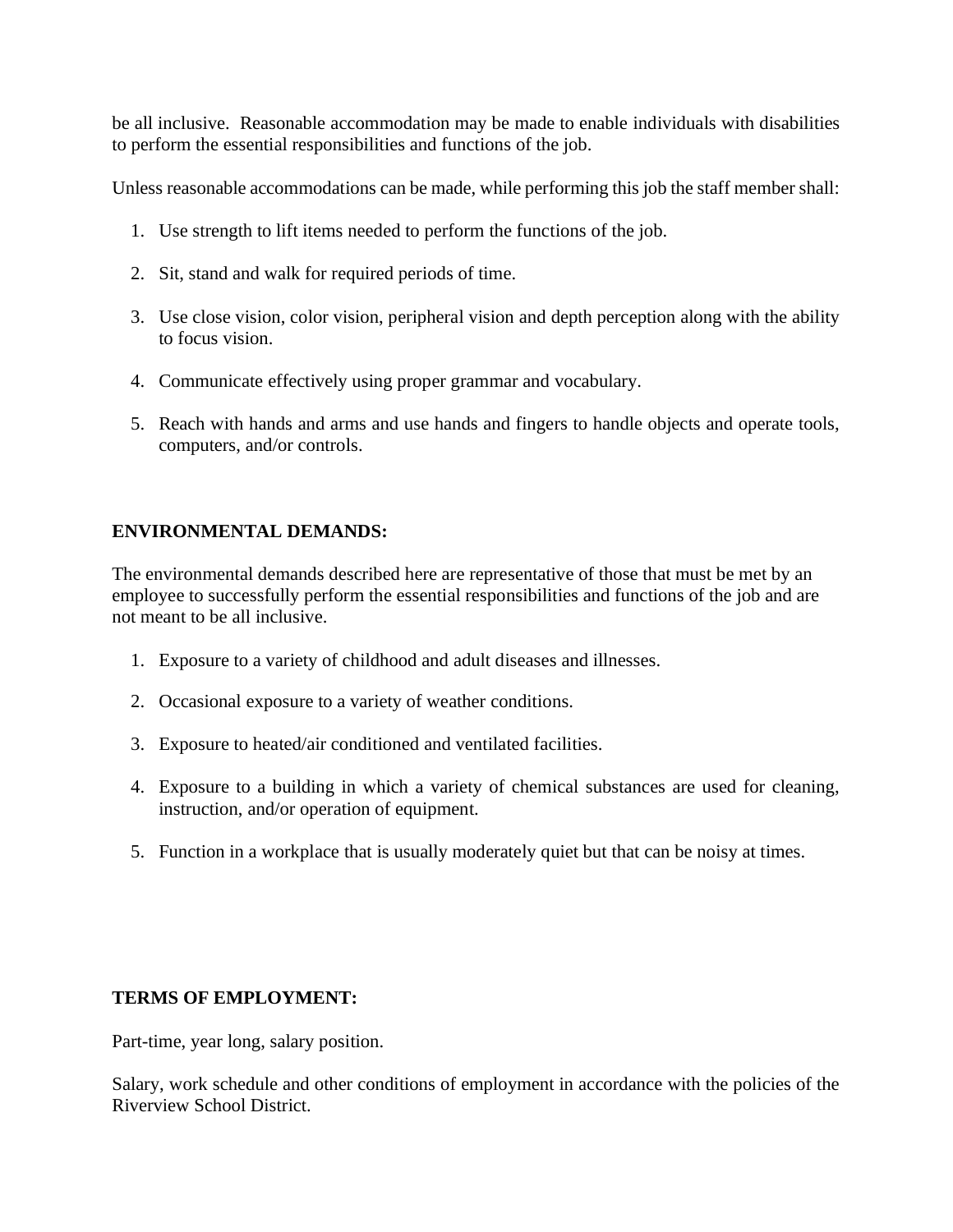be all inclusive. Reasonable accommodation may be made to enable individuals with disabilities to perform the essential responsibilities and functions of the job.

Unless reasonable accommodations can be made, while performing this job the staff member shall:

1. Use strength to lift items needed to perform the functions of the job.

2. Sit, stand and walk for required periods of time.

3. Use close vision, color vision, peripheral vision and depth perception along with the ability to focus vision.

4. Communicate effectively using proper grammar and vocabulary.

5. Reach with hands and arms and use hands and fingers to handle objects and operate tools, computers, and/or controls.

**ENVIRONMENTAL DEMANDS:**

The environmental demands described here are representative of those that must be met by an employee to successfully perform the essential responsibilities and functions of the job and are not meant to be all inclusive.

1. Exposure to a variety of childhood and adult diseases and illnesses.

2. Occasional exposure to a variety of weather conditions.

3. Exposure to heated/air conditioned and ventilated facilities.

4. Exposure to a building in which a variety of chemical substances are used for cleaning, instruction, and/or operation of equipment.

5. Function in a workplace that is usually moderately quiet but that can be noisy at times.

**TERMS OF EMPLOYMENT:**

Part-time, year long, salary position.

Salary, work schedule and other conditions of employment in accordance with the policies of the Riverview School District.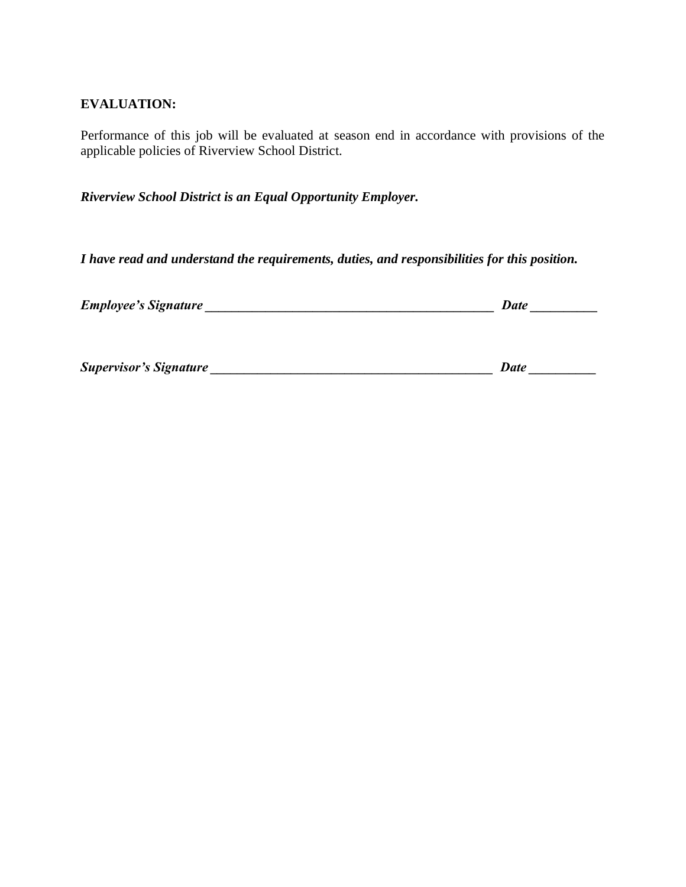**EVALUATION:**

Performance of this job will be evaluated at season end in accordance with provisions of the applicable policies of Riverview School District.

***Riverview School District is an Equal Opportunity Employer.***

***I have read and understand the requirements, duties, and responsibilities for this position.***

***Employee's Signature _____________________________________________ Date __________***

***Supervisor's Signature ___________________________________________ Date __________***